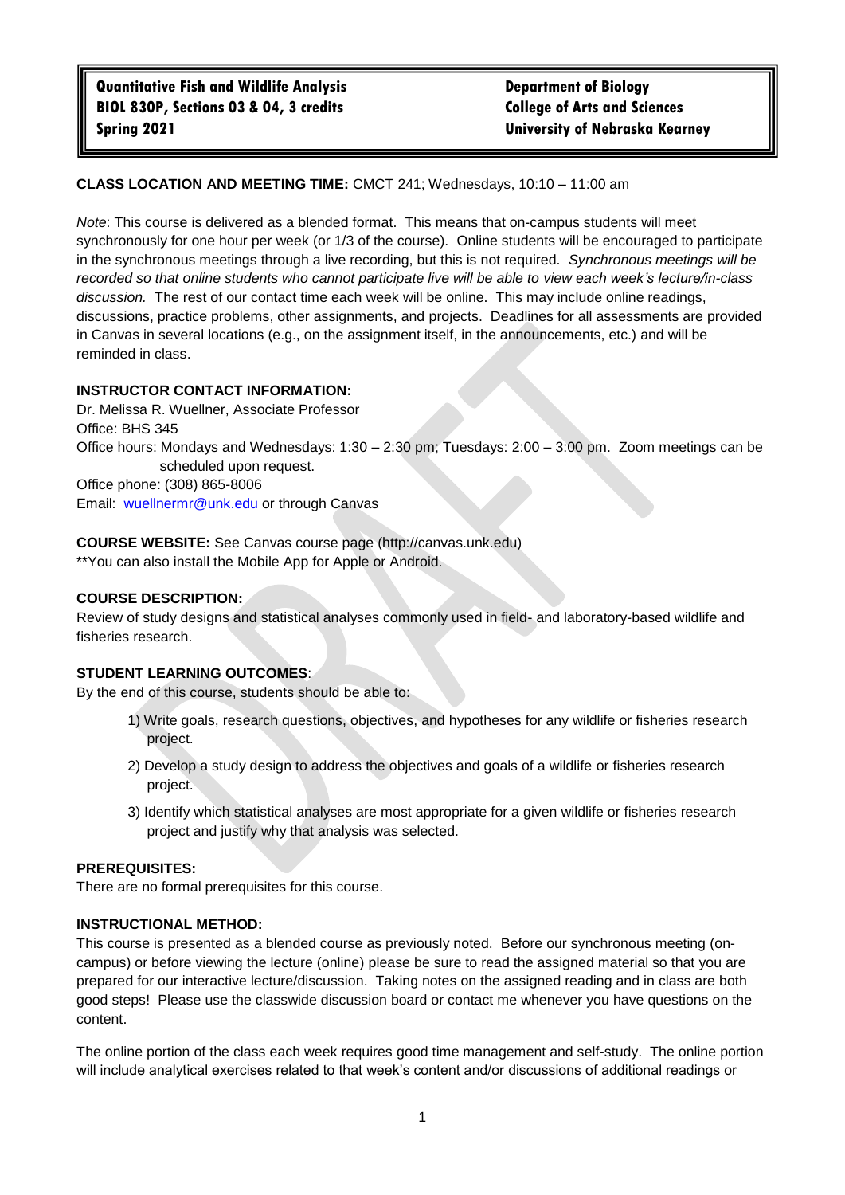**Quantitative Fish and Wildlife Analysis**
**BIOL 830P, Sections 03 & 04, 3 credits**
**Spring 2021**

**Department of Biology**
**College of Arts and Sciences**
**University of Nebraska Kearney**

**CLASS LOCATION AND MEETING TIME:** CMCT 241; Wednesdays, 10:10 – 11:00 am

*Note*: This course is delivered as a blended format. This means that on-campus students will meet synchronously for one hour per week (or 1/3 of the course). Online students will be encouraged to participate in the synchronous meetings through a live recording, but this is not required. *Synchronous meetings will be recorded so that online students who cannot participate live will be able to view each week's lecture/in-class discussion.* The rest of our contact time each week will be online. This may include online readings, discussions, practice problems, other assignments, and projects. Deadlines for all assessments are provided in Canvas in several locations (e.g., on the assignment itself, in the announcements, etc.) and will be reminded in class.

**INSTRUCTOR CONTACT INFORMATION:**
Dr. Melissa R. Wuellner, Associate Professor
Office: BHS 345
Office hours: Mondays and Wednesdays: 1:30 – 2:30 pm; Tuesdays: 2:00 – 3:00 pm. Zoom meetings can be scheduled upon request.
Office phone: (308) 865-8006
Email: wuellnermr@unk.edu or through Canvas

**COURSE WEBSITE:** See Canvas course page (http://canvas.unk.edu)
**You can also install the Mobile App for Apple or Android.

**COURSE DESCRIPTION:**
Review of study designs and statistical analyses commonly used in field- and laboratory-based wildlife and fisheries research.

**STUDENT LEARNING OUTCOMES**:
By the end of this course, students should be able to:

1) Write goals, research questions, objectives, and hypotheses for any wildlife or fisheries research project.
2) Develop a study design to address the objectives and goals of a wildlife or fisheries research project.
3) Identify which statistical analyses are most appropriate for a given wildlife or fisheries research project and justify why that analysis was selected.

**PREREQUISITES:**
There are no formal prerequisites for this course.

**INSTRUCTIONAL METHOD:**
This course is presented as a blended course as previously noted. Before our synchronous meeting (on-campus) or before viewing the lecture (online) please be sure to read the assigned material so that you are prepared for our interactive lecture/discussion. Taking notes on the assigned reading and in class are both good steps! Please use the classwide discussion board or contact me whenever you have questions on the content.

The online portion of the class each week requires good time management and self-study. The online portion will include analytical exercises related to that week's content and/or discussions of additional readings or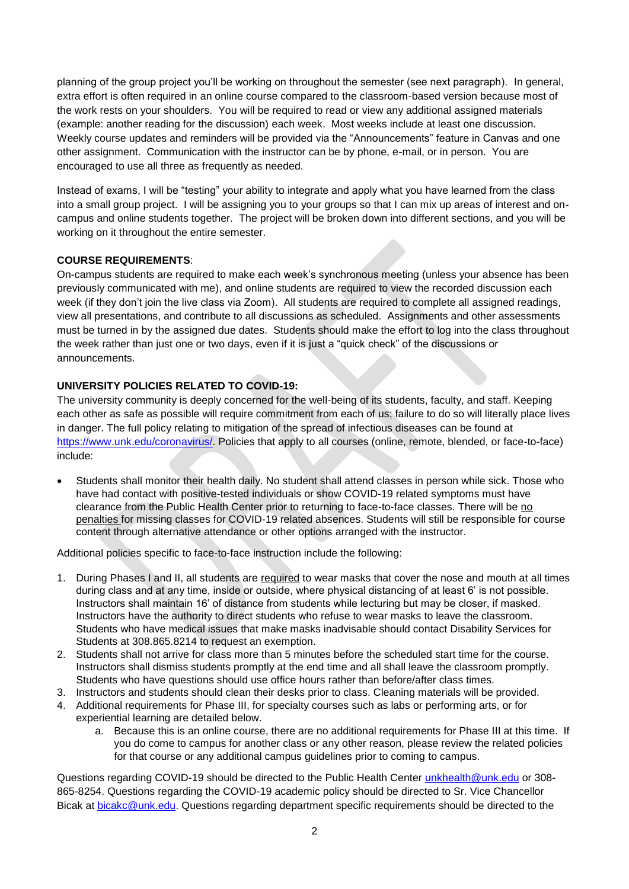planning of the group project you'll be working on throughout the semester (see next paragraph). In general, extra effort is often required in an online course compared to the classroom-based version because most of the work rests on your shoulders. You will be required to read or view any additional assigned materials (example: another reading for the discussion) each week. Most weeks include at least one discussion. Weekly course updates and reminders will be provided via the "Announcements" feature in Canvas and one other assignment. Communication with the instructor can be by phone, e-mail, or in person. You are encouraged to use all three as frequently as needed.

Instead of exams, I will be "testing" your ability to integrate and apply what you have learned from the class into a small group project. I will be assigning you to your groups so that I can mix up areas of interest and on-campus and online students together. The project will be broken down into different sections, and you will be working on it throughout the entire semester.

**COURSE REQUIREMENTS**:

On-campus students are required to make each week's synchronous meeting (unless your absence has been previously communicated with me), and online students are required to view the recorded discussion each week (if they don't join the live class via Zoom). All students are required to complete all assigned readings, view all presentations, and contribute to all discussions as scheduled. Assignments and other assessments must be turned in by the assigned due dates. Students should make the effort to log into the class throughout the week rather than just one or two days, even if it is just a "quick check" of the discussions or announcements.

**UNIVERSITY POLICIES RELATED TO COVID-19:**

The university community is deeply concerned for the well-being of its students, faculty, and staff. Keeping each other as safe as possible will require commitment from each of us; failure to do so will literally place lives in danger. The full policy relating to mitigation of the spread of infectious diseases can be found at https://www.unk.edu/coronavirus/. Policies that apply to all courses (online, remote, blended, or face-to-face) include:

- Students shall monitor their health daily. No student shall attend classes in person while sick. Those who have had contact with positive-tested individuals or show COVID-19 related symptoms must have clearance from the Public Health Center prior to returning to face-to-face classes. There will be <u>no penalties</u> for missing classes for COVID-19 related absences. Students will still be responsible for course content through alternative attendance or other options arranged with the instructor.

Additional policies specific to face-to-face instruction include the following:

1. During Phases I and II, all students are <u>required</u> to wear masks that cover the nose and mouth at all times during class and at any time, inside or outside, where physical distancing of at least 6' is not possible. Instructors shall maintain 16' of distance from students while lecturing but may be closer, if masked. Instructors have the authority to direct students who refuse to wear masks to leave the classroom. Students who have medical issues that make masks inadvisable should contact Disability Services for Students at 308.865.8214 to request an exemption.
2. Students shall not arrive for class more than 5 minutes before the scheduled start time for the course. Instructors shall dismiss students promptly at the end time and all shall leave the classroom promptly. Students who have questions should use office hours rather than before/after class times.
3. Instructors and students should clean their desks prior to class. Cleaning materials will be provided.
4. Additional requirements for Phase III, for specialty courses such as labs or performing arts, or for experiential learning are detailed below.
    a. Because this is an online course, there are no additional requirements for Phase III at this time. If you do come to campus for another class or any other reason, please review the related policies for that course or any additional campus guidelines prior to coming to campus.

Questions regarding COVID-19 should be directed to the Public Health Center unkhealth@unk.edu or 308-865-8254. Questions regarding the COVID-19 academic policy should be directed to Sr. Vice Chancellor Bicak at bicakc@unk.edu. Questions regarding department specific requirements should be directed to the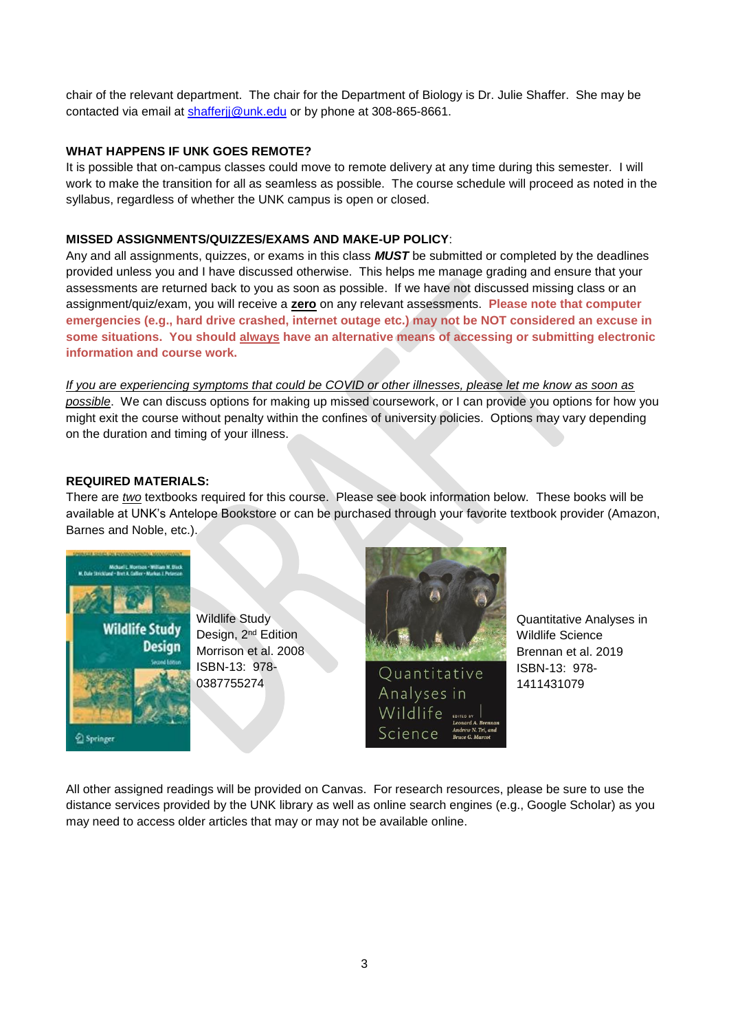chair of the relevant department. The chair for the Department of Biology is Dr. Julie Shaffer. She may be contacted via email at shafferjj@unk.edu or by phone at 308-865-8661.

**WHAT HAPPENS IF UNK GOES REMOTE?**

It is possible that on-campus classes could move to remote delivery at any time during this semester. I will work to make the transition for all as seamless as possible. The course schedule will proceed as noted in the syllabus, regardless of whether the UNK campus is open or closed.

**MISSED ASSIGNMENTS/QUIZZES/EXAMS AND MAKE-UP POLICY**:

Any and all assignments, quizzes, or exams in this class ***MUST*** be submitted or completed by the deadlines provided unless you and I have discussed otherwise. This helps me manage grading and ensure that your assessments are returned back to you as soon as possible. If we have not discussed missing class or an assignment/quiz/exam, you will receive a **zero** on any relevant assessments. **Please note that computer emergencies (e.g., hard drive crashed, internet outage etc.) may not be NOT considered an excuse in some situations. You should always have an alternative means of accessing or submitting electronic information and course work.**

*If you are experiencing symptoms that could be COVID or other illnesses, please let me know as soon as possible*. We can discuss options for making up missed coursework, or I can provide you options for how you might exit the course without penalty within the confines of university policies. Options may vary depending on the duration and timing of your illness.

**REQUIRED MATERIALS:**

There are *two* textbooks required for this course. Please see book information below. These books will be available at UNK's Antelope Bookstore or can be purchased through your favorite textbook provider (Amazon, Barnes and Noble, etc.).

Wildlife Study Design, 2nd Edition
Morrison et al. 2008
ISBN-13: 978-0387755274

Quantitative Analyses in Wildlife Science
Brennan et al. 2019
ISBN-13: 978-1411431079

All other assigned readings will be provided on Canvas. For research resources, please be sure to use the distance services provided by the UNK library as well as online search engines (e.g., Google Scholar) as you may need to access older articles that may or may not be available online.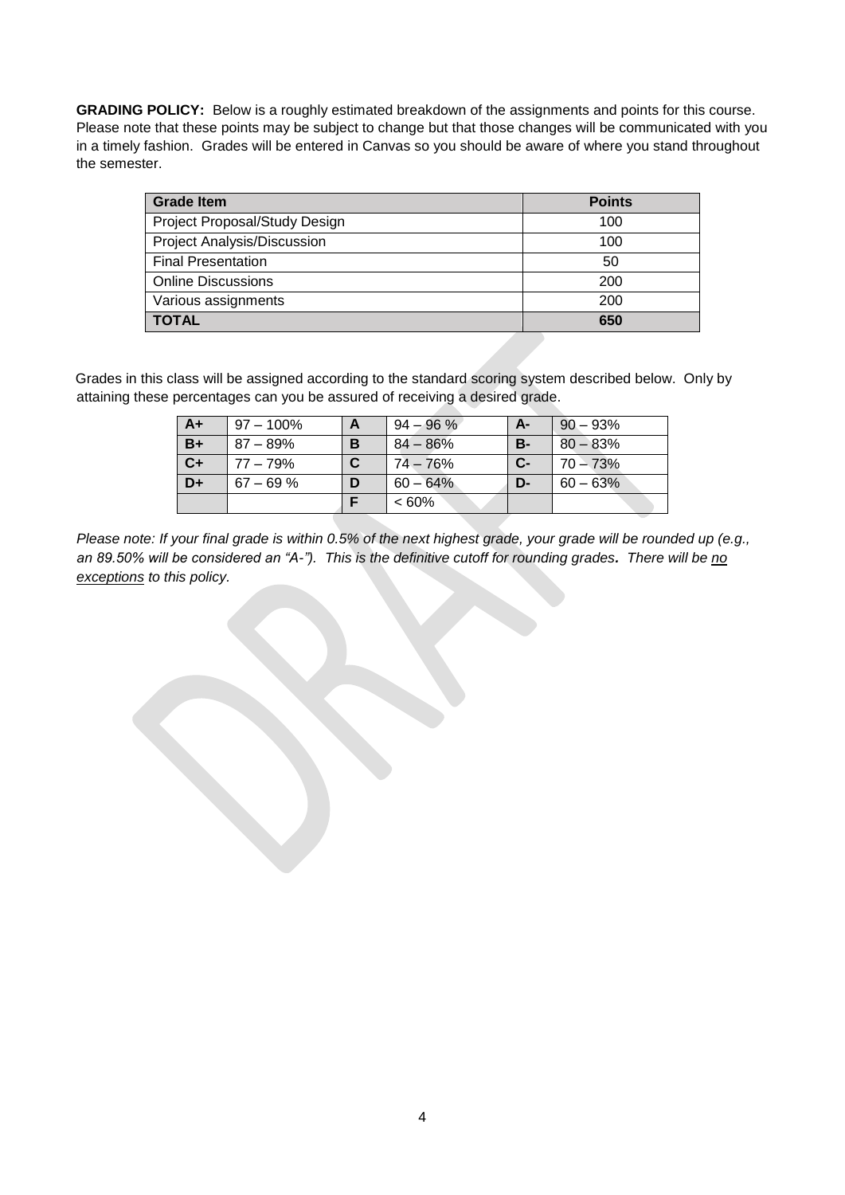**GRADING POLICY:** Below is a roughly estimated breakdown of the assignments and points for this course. Please note that these points may be subject to change but that those changes will be communicated with you in a timely fashion. Grades will be entered in Canvas so you should be aware of where you stand throughout the semester.

| Grade Item | Points |
|---|---|
| Project Proposal/Study Design | 100 |
| Project Analysis/Discussion | 100 |
| Final Presentation | 50 |
| Online Discussions | 200 |
| Various assignments | 200 |
| **TOTAL** | **650** |

Grades in this class will be assigned according to the standard scoring system described below. Only by attaining these percentages can you be assured of receiving a desired grade.

| | | | | | |
|---|---|---|---|---|---|
| **A+** | 97 – 100% | **A** | 94 – 96 % | **A-** | 90 – 93% |
| **B+** | 87 – 89% | **B** | 84 – 86% | **B-** | 80 – 83% |
| **C+** | 77 – 79% | **C** | 74 – 76% | **C-** | 70 – 73% |
| **D+** | 67 – 69 % | **D** | 60 – 64% | **D-** | 60 – 63% |
| | | **F** | < 60% | | |

*Please note: If your final grade is within 0.5% of the next highest grade, your grade will be rounded up (e.g., an 89.50% will be considered an "A-"). This is the definitive cutoff for rounding grades**.** There will be <u>no exceptions</u> to this policy.*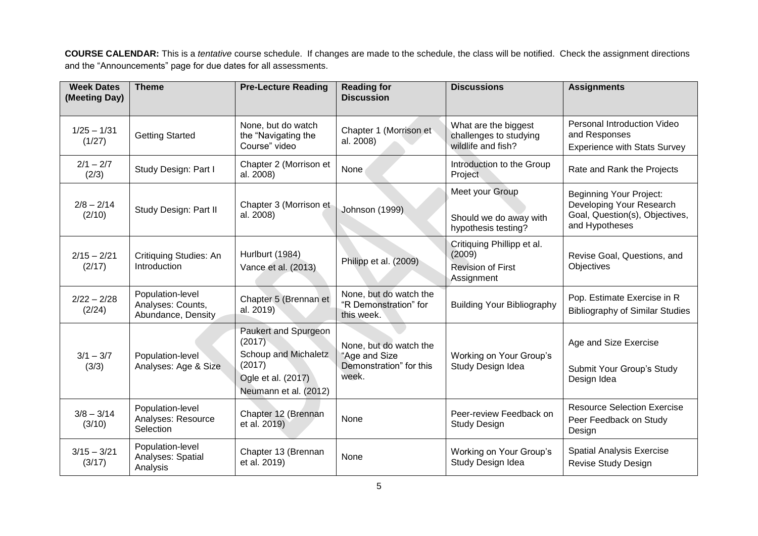**COURSE CALENDAR:** This is a *tentative* course schedule. If changes are made to the schedule, the class will be notified. Check the assignment directions and the "Announcements" page for due dates for all assessments.

| Week Dates (Meeting Day) | Theme | Pre-Lecture Reading | Reading for Discussion | Discussions | Assignments |
|---|---|---|---|---|---|
| 1/25 – 1/31 (1/27) | Getting Started | None, but do watch the "Navigating the Course" video | Chapter 1 (Morrison et al. 2008) | What are the biggest challenges to studying wildlife and fish? | Personal Introduction Video and Responses<br>Experience with Stats Survey |
| 2/1 – 2/7 (2/3) | Study Design: Part I | Chapter 2 (Morrison et al. 2008) | None | Introduction to the Group Project | Rate and Rank the Projects |
| 2/8 – 2/14 (2/10) | Study Design: Part II | Chapter 3 (Morrison et al. 2008) | Johnson (1999) | Meet your Group<br><br>Should we do away with hypothesis testing? | Beginning Your Project: Developing Your Research Goal, Question(s), Objectives, and Hypotheses |
| 2/15 – 2/21 (2/17) | Critiquing Studies: An Introduction | Hurlburt (1984)<br>Vance et al. (2013) | Philipp et al. (2009) | Critiquing Phillipp et al. (2009)<br>Revision of First Assignment | Revise Goal, Questions, and Objectives |
| 2/22 – 2/28 (2/24) | Population-level Analyses: Counts, Abundance, Density | Chapter 5 (Brennan et al. 2019) | None, but do watch the "R Demonstration" for this week. | Building Your Bibliography | Pop. Estimate Exercise in R<br>Bibliography of Similar Studies |
| 3/1 – 3/7 (3/3) | Population-level Analyses: Age & Size | Paukert and Spurgeon (2017)<br>Schoup and Michaletz (2017)<br>Ogle et al. (2017)<br>Neumann et al. (2012) | None, but do watch the "Age and Size Demonstration" for this week. | Working on Your Group's Study Design Idea | Age and Size Exercise<br><br>Submit Your Group's Study Design Idea |
| 3/8 – 3/14 (3/10) | Population-level Analyses: Resource Selection | Chapter 12 (Brennan et al. 2019) | None | Peer-review Feedback on Study Design | Resource Selection Exercise<br>Peer Feedback on Study Design |
| 3/15 – 3/21 (3/17) | Population-level Analyses: Spatial Analysis | Chapter 13 (Brennan et al. 2019) | None | Working on Your Group's Study Design Idea | Spatial Analysis Exercise<br>Revise Study Design |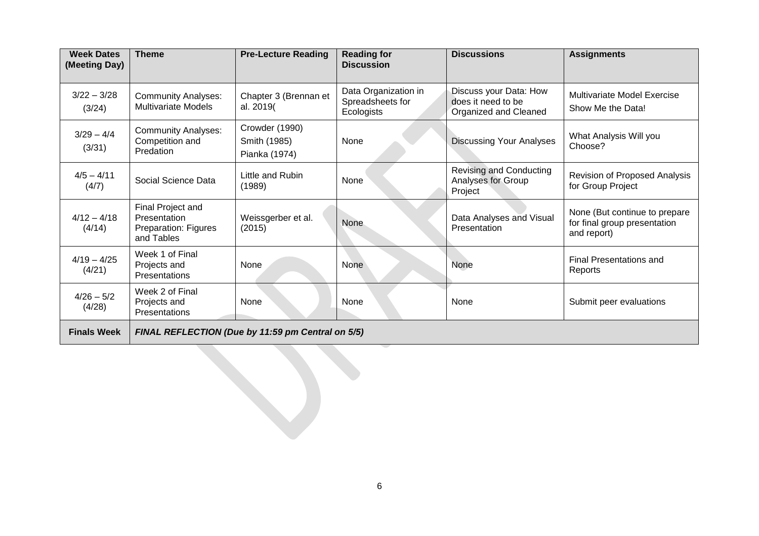| Week Dates (Meeting Day) | Theme | Pre-Lecture Reading | Reading for Discussion | Discussions | Assignments |
| --- | --- | --- | --- | --- | --- |
| 3/22 – 3/28 (3/24) | Community Analyses: Multivariate Models | Chapter 3 (Brennan et al. 2019( | Data Organization in Spreadsheets for Ecologists | Discuss your Data: How does it need to be Organized and Cleaned | Multivariate Model Exercise<br>Show Me the Data! |
| 3/29 – 4/4 (3/31) | Community Analyses: Competition and Predation | Crowder (1990)<br>Smith (1985)<br>Pianka (1974) | None | Discussing Your Analyses | What Analysis Will you Choose? |
| 4/5 – 4/11 (4/7) | Social Science Data | Little and Rubin (1989) | None | Revising and Conducting Analyses for Group Project | Revision of Proposed Analysis for Group Project |
| 4/12 – 4/18 (4/14) | Final Project and Presentation Preparation: Figures and Tables | Weissgerber et al. (2015) | None | Data Analyses and Visual Presentation | None (But continue to prepare for final group presentation and report) |
| 4/19 – 4/25 (4/21) | Week 1 of Final Projects and Presentations | None | None | None | Final Presentations and Reports |
| 4/26 – 5/2 (4/28) | Week 2 of Final Projects and Presentations | None | None | None | Submit peer evaluations |
| **Finals Week** | ***FINAL REFLECTION (Due by 11:59 pm Central on 5/5)*** | | | | |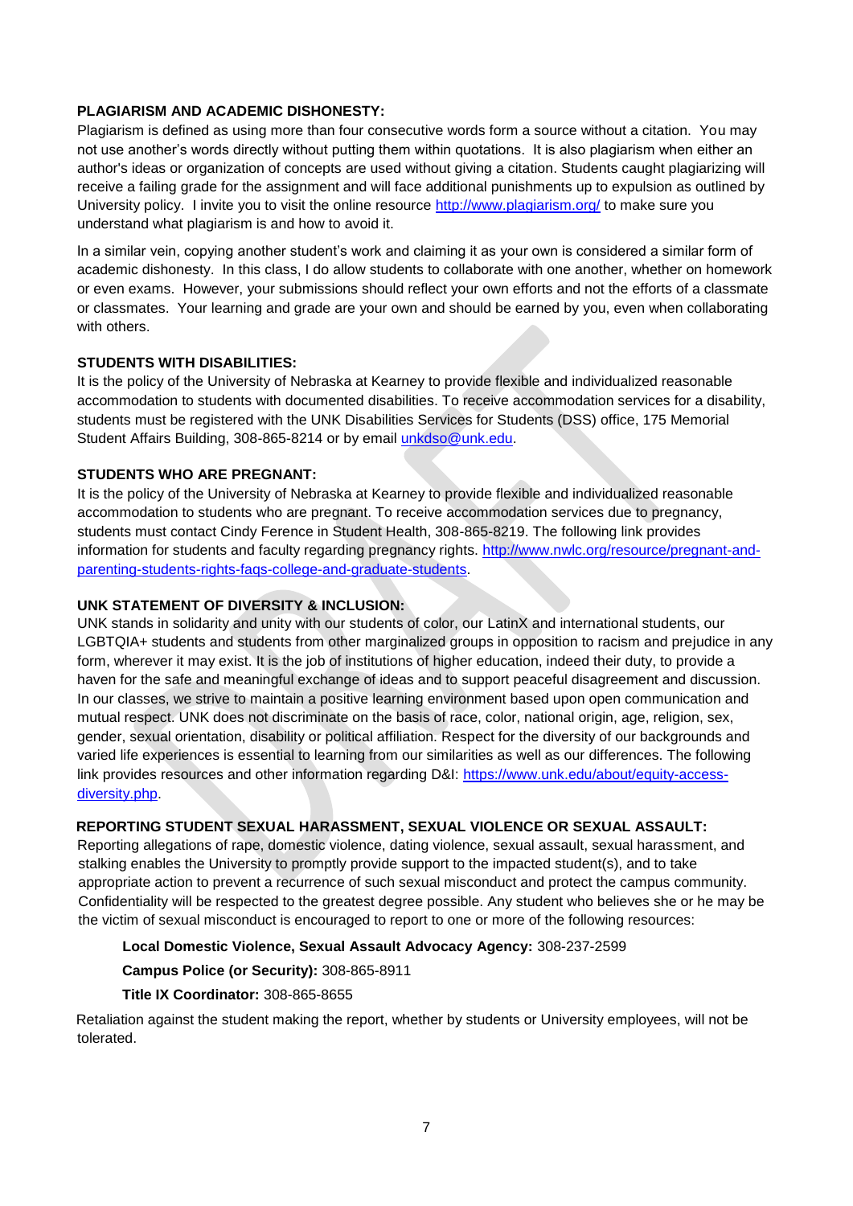**PLAGIARISM AND ACADEMIC DISHONESTY:**

Plagiarism is defined as using more than four consecutive words form a source without a citation. You may not use another's words directly without putting them within quotations. It is also plagiarism when either an author's ideas or organization of concepts are used without giving a citation. Students caught plagiarizing will receive a failing grade for the assignment and will face additional punishments up to expulsion as outlined by University policy. I invite you to visit the online resource http://www.plagiarism.org/ to make sure you understand what plagiarism is and how to avoid it.

In a similar vein, copying another student's work and claiming it as your own is considered a similar form of academic dishonesty. In this class, I do allow students to collaborate with one another, whether on homework or even exams. However, your submissions should reflect your own efforts and not the efforts of a classmate or classmates. Your learning and grade are your own and should be earned by you, even when collaborating with others.

**STUDENTS WITH DISABILITIES:**

It is the policy of the University of Nebraska at Kearney to provide flexible and individualized reasonable accommodation to students with documented disabilities. To receive accommodation services for a disability, students must be registered with the UNK Disabilities Services for Students (DSS) office, 175 Memorial Student Affairs Building, 308-865-8214 or by email unkdso@unk.edu.

**STUDENTS WHO ARE PREGNANT:**

It is the policy of the University of Nebraska at Kearney to provide flexible and individualized reasonable accommodation to students who are pregnant. To receive accommodation services due to pregnancy, students must contact Cindy Ference in Student Health, 308-865-8219. The following link provides information for students and faculty regarding pregnancy rights. http://www.nwlc.org/resource/pregnant-and-parenting-students-rights-faqs-college-and-graduate-students.

**UNK STATEMENT OF DIVERSITY & INCLUSION:**

UNK stands in solidarity and unity with our students of color, our LatinX and international students, our LGBTQIA+ students and students from other marginalized groups in opposition to racism and prejudice in any form, wherever it may exist. It is the job of institutions of higher education, indeed their duty, to provide a haven for the safe and meaningful exchange of ideas and to support peaceful disagreement and discussion. In our classes, we strive to maintain a positive learning environment based upon open communication and mutual respect. UNK does not discriminate on the basis of race, color, national origin, age, religion, sex, gender, sexual orientation, disability or political affiliation. Respect for the diversity of our backgrounds and varied life experiences is essential to learning from our similarities as well as our differences. The following link provides resources and other information regarding D&I: https://www.unk.edu/about/equity-access-diversity.php.

**REPORTING STUDENT SEXUAL HARASSMENT, SEXUAL VIOLENCE OR SEXUAL ASSAULT:**

Reporting allegations of rape, domestic violence, dating violence, sexual assault, sexual harassment, and stalking enables the University to promptly provide support to the impacted student(s), and to take appropriate action to prevent a recurrence of such sexual misconduct and protect the campus community. Confidentiality will be respected to the greatest degree possible. Any student who believes she or he may be the victim of sexual misconduct is encouraged to report to one or more of the following resources:

**Local Domestic Violence, Sexual Assault Advocacy Agency:** 308-237-2599

**Campus Police (or Security):** 308-865-8911

**Title IX Coordinator:** 308-865-8655

Retaliation against the student making the report, whether by students or University employees, will not be tolerated.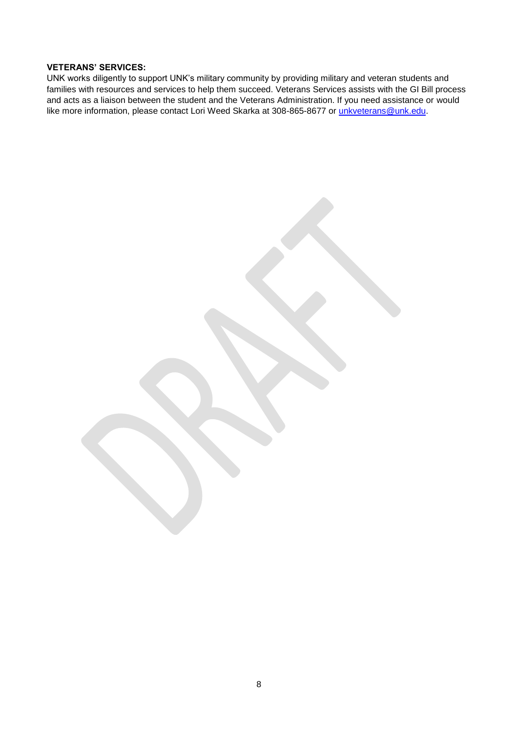**VETERANS' SERVICES:**
UNK works diligently to support UNK's military community by providing military and veteran students and families with resources and services to help them succeed. Veterans Services assists with the GI Bill process and acts as a liaison between the student and the Veterans Administration. If you need assistance or would like more information, please contact Lori Weed Skarka at 308-865-8677 or unkveterans@unk.edu.